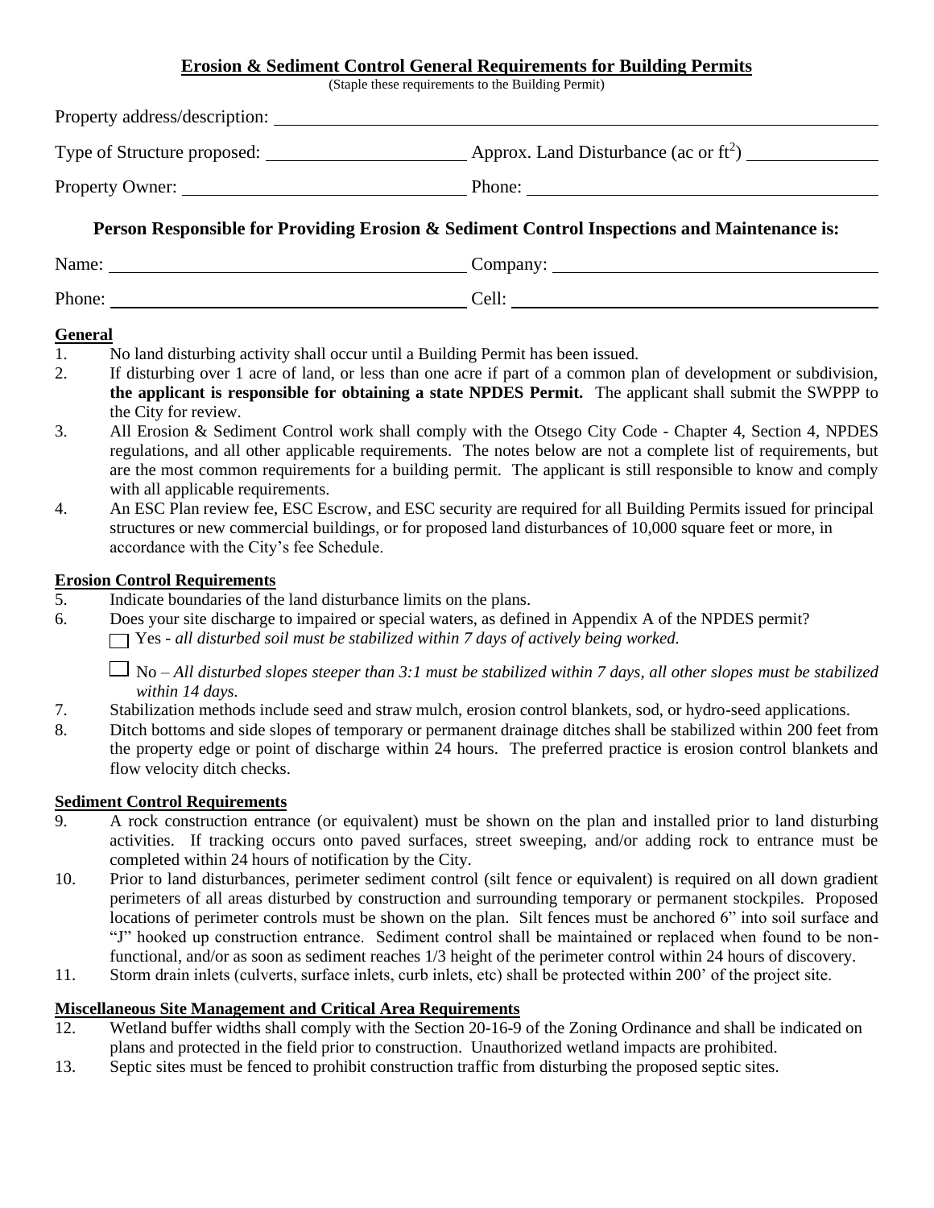## Erosion & Sediment Control General Requirements for Building Permits

(Staple these requirements to the Building Permit)

Property address/description: ______________________________________________

Type of Structure proposed: ____________________ Approx. Land Disturbance (ac or ft$^2$) ______________

Property Owner: ____________________________ Phone: ____________________________

### Person Responsible for Providing Erosion & Sediment Control Inspections and Maintenance is:

Name: ____________________________ Company: ____________________________

Phone: ____________________________ Cell: ____________________________

**General**

1. No land disturbing activity shall occur until a Building Permit has been issued.
2. If disturbing over 1 acre of land, or less than one acre if part of a common plan of development or subdivision, **the applicant is responsible for obtaining a state NPDES Permit.** The applicant shall submit the SWPPP to the City for review.
3. All Erosion & Sediment Control work shall comply with the Otsego City Code - Chapter 4, Section 4, NPDES regulations, and all other applicable requirements. The notes below are not a complete list of requirements, but are the most common requirements for a building permit. The applicant is still responsible to know and comply with all applicable requirements.
4. An ESC Plan review fee, ESC Escrow, and ESC security are required for all Building Permits issued for principal structures or new commercial buildings, or for proposed land disturbances of 10,000 square feet or more, in accordance with the City's fee Schedule.

**Erosion Control Requirements**

5. Indicate boundaries of the land disturbance limits on the plans.
6. Does your site discharge to impaired or special waters, as defined in Appendix A of the NPDES permit?
   - ☐ Yes - *all disturbed soil must be stabilized within 7 days of actively being worked.*
   - ☐ No – *All disturbed slopes steeper than 3:1 must be stabilized within 7 days, all other slopes must be stabilized within 14 days.*
7. Stabilization methods include seed and straw mulch, erosion control blankets, sod, or hydro-seed applications.
8. Ditch bottoms and side slopes of temporary or permanent drainage ditches shall be stabilized within 200 feet from the property edge or point of discharge within 24 hours. The preferred practice is erosion control blankets and flow velocity ditch checks.

**Sediment Control Requirements**

9. A rock construction entrance (or equivalent) must be shown on the plan and installed prior to land disturbing activities. If tracking occurs onto paved surfaces, street sweeping, and/or adding rock to entrance must be completed within 24 hours of notification by the City.
10. Prior to land disturbances, perimeter sediment control (silt fence or equivalent) is required on all down gradient perimeters of all areas disturbed by construction and surrounding temporary or permanent stockpiles. Proposed locations of perimeter controls must be shown on the plan. Silt fences must be anchored 6" into soil surface and "J" hooked up construction entrance. Sediment control shall be maintained or replaced when found to be non-functional, and/or as soon as sediment reaches 1/3 height of the perimeter control within 24 hours of discovery.
11. Storm drain inlets (culverts, surface inlets, curb inlets, etc) shall be protected within 200' of the project site.

**Miscellaneous Site Management and Critical Area Requirements**

12. Wetland buffer widths shall comply with the Section 20-16-9 of the Zoning Ordinance and shall be indicated on plans and protected in the field prior to construction. Unauthorized wetland impacts are prohibited.
13. Septic sites must be fenced to prohibit construction traffic from disturbing the proposed septic sites.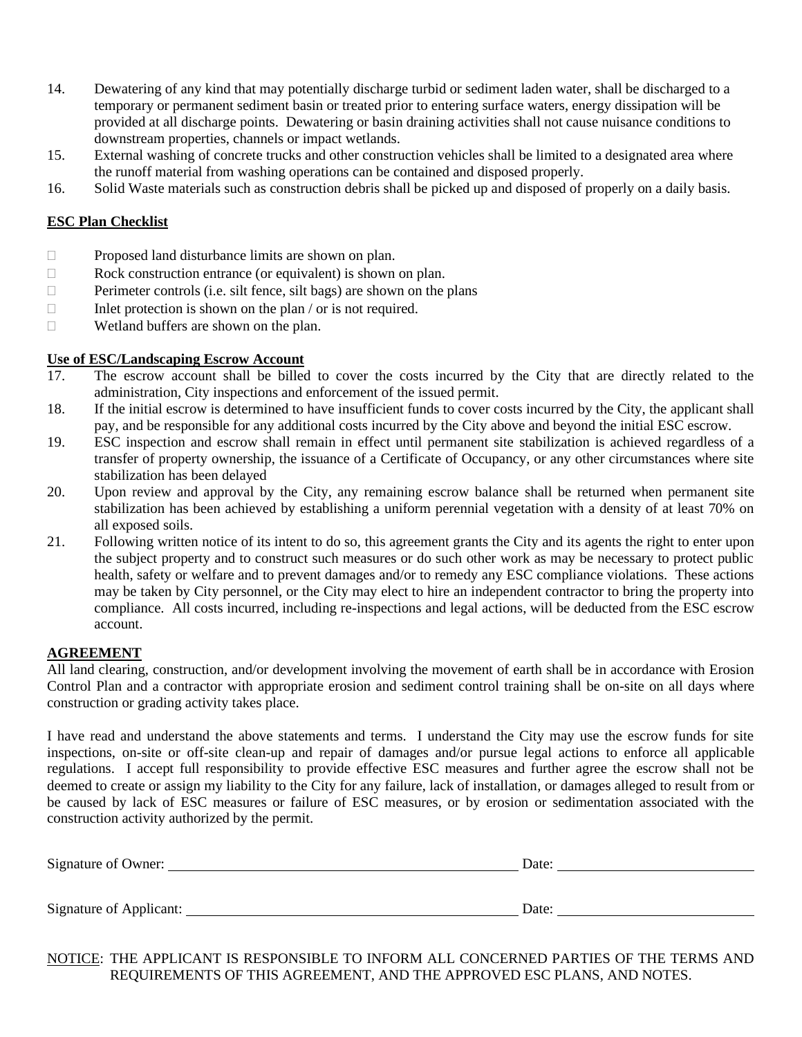14. Dewatering of any kind that may potentially discharge turbid or sediment laden water, shall be discharged to a temporary or permanent sediment basin or treated prior to entering surface waters, energy dissipation will be provided at all discharge points. Dewatering or basin draining activities shall not cause nuisance conditions to downstream properties, channels or impact wetlands.
15. External washing of concrete trucks and other construction vehicles shall be limited to a designated area where the runoff material from washing operations can be contained and disposed properly.
16. Solid Waste materials such as construction debris shall be picked up and disposed of properly on a daily basis.

**ESC Plan Checklist**

- ☐ Proposed land disturbance limits are shown on plan.
- ☐ Rock construction entrance (or equivalent) is shown on plan.
- ☐ Perimeter controls (i.e. silt fence, silt bags) are shown on the plans
- ☐ Inlet protection is shown on the plan / or is not required.
- ☐ Wetland buffers are shown on the plan.

**Use of ESC/Landscaping Escrow Account**

17. The escrow account shall be billed to cover the costs incurred by the City that are directly related to the administration, City inspections and enforcement of the issued permit.
18. If the initial escrow is determined to have insufficient funds to cover costs incurred by the City, the applicant shall pay, and be responsible for any additional costs incurred by the City above and beyond the initial ESC escrow.
19. ESC inspection and escrow shall remain in effect until permanent site stabilization is achieved regardless of a transfer of property ownership, the issuance of a Certificate of Occupancy, or any other circumstances where site stabilization has been delayed
20. Upon review and approval by the City, any remaining escrow balance shall be returned when permanent site stabilization has been achieved by establishing a uniform perennial vegetation with a density of at least 70% on all exposed soils.
21. Following written notice of its intent to do so, this agreement grants the City and its agents the right to enter upon the subject property and to construct such measures or do such other work as may be necessary to protect public health, safety or welfare and to prevent damages and/or to remedy any ESC compliance violations. These actions may be taken by City personnel, or the City may elect to hire an independent contractor to bring the property into compliance. All costs incurred, including re-inspections and legal actions, will be deducted from the ESC escrow account.

**AGREEMENT**

All land clearing, construction, and/or development involving the movement of earth shall be in accordance with Erosion Control Plan and a contractor with appropriate erosion and sediment control training shall be on-site on all days where construction or grading activity takes place.

I have read and understand the above statements and terms. I understand the City may use the escrow funds for site inspections, on-site or off-site clean-up and repair of damages and/or pursue legal actions to enforce all applicable regulations. I accept full responsibility to provide effective ESC measures and further agree the escrow shall not be deemed to create or assign my liability to the City for any failure, lack of installation, or damages alleged to result from or be caused by lack of ESC measures or failure of ESC measures, or by erosion or sedimentation associated with the construction activity authorized by the permit.

Signature of Owner: ______________________________ Date: ____________________

Signature of Applicant: ______________________________ Date: ____________________

NOTICE: THE APPLICANT IS RESPONSIBLE TO INFORM ALL CONCERNED PARTIES OF THE TERMS AND REQUIREMENTS OF THIS AGREEMENT, AND THE APPROVED ESC PLANS, AND NOTES.